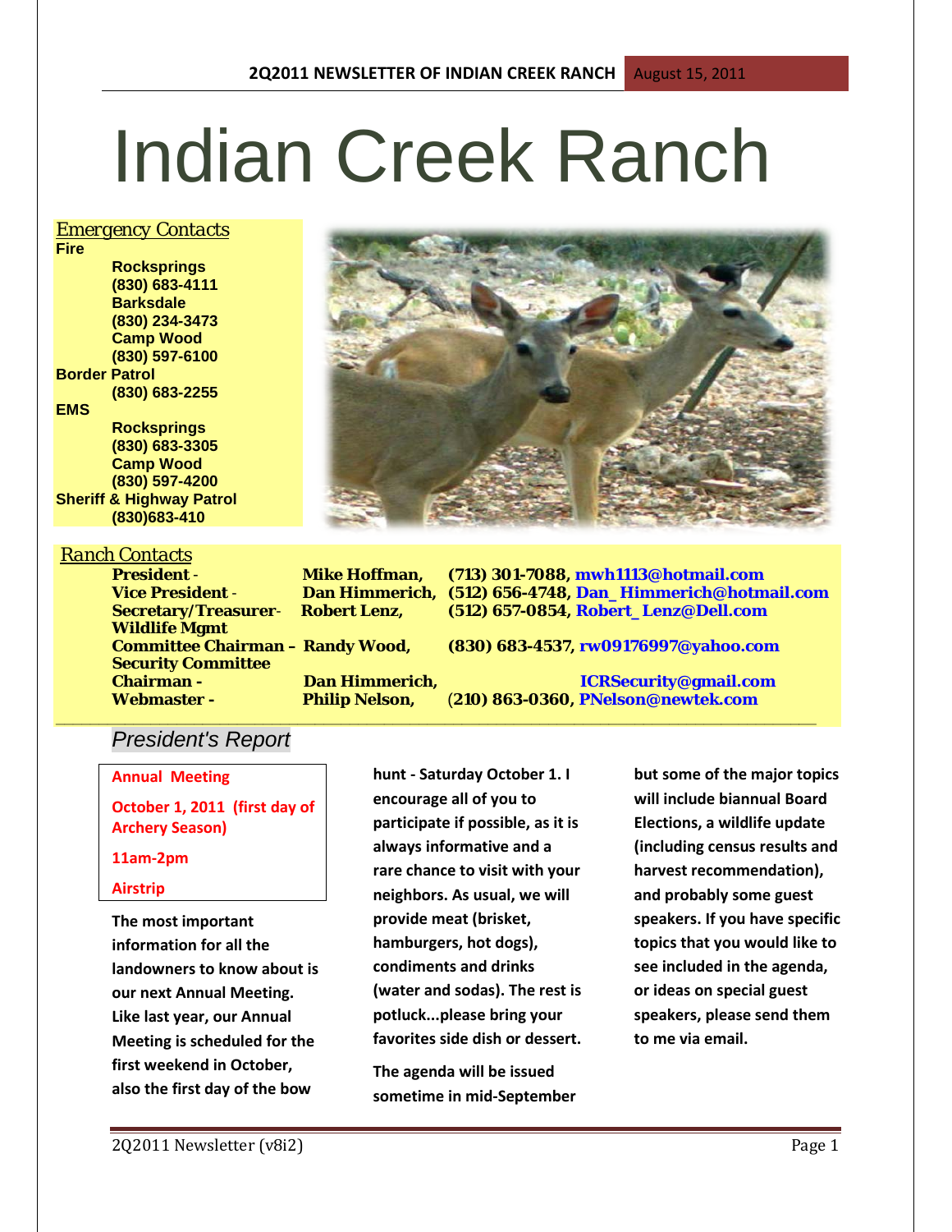# Indian Creek Ranch

*Emergency Contacts*

**Fire**

- **Rocksprings (830) 683-4111**
- **Barksdale (830) 234-3473**
- **Camp Wood (830) 597-6100**

**Border Patrol**

- **(830) 683-2255**

**EMS**

- **Rocksprings (830) 683-3305**
- **Camp Wood (830) 597-4200**

**Sheriff & Highway Patrol**

- **(830)683-410**

*Ranch Contacts*

| Position | Name | Contact |
|---|---|---|
| **President -** | **Mike Hoffman,** | **(713) 301-7088, mwh1113@hotmail.com** |
| **Vice President -** | **Dan Himmerich,** | **(512) 656-4748, Dan_Himmerich@hotmail.com** |
| **Secretary/Treasurer-** | **Robert Lenz,** | **(512) 657-0854, Robert_Lenz@Dell.com** |
| **Wildlife Mgmt Committee Chairman –** | **Randy Wood,** | **(830) 683-4537, rw09176997@yahoo.com** |
| **Security Committee Chairman -** | **Dan Himmerich,** | **ICRSecurity@gmail.com** |
| **Webmaster -** | **Philip Nelson,** | **(210) 863-0360, PNelson@newtek.com** |

## *President's Report*

**Annual Meeting**

**October 1, 2011 (first day of Archery Season)**

**11am-2pm**

**Airstrip**

**The most important information for all the landowners to know about is our next Annual Meeting. Like last year, our Annual Meeting is scheduled for the first weekend in October, also the first day of the bow hunt - Saturday October 1. I encourage all of you to participate if possible, as it is always informative and a rare chance to visit with your neighbors. As usual, we will provide meat (brisket, hamburgers, hot dogs), condiments and drinks (water and sodas). The rest is potluck...please bring your favorites side dish or dessert.**

**The agenda will be issued sometime in mid-September but some of the major topics will include biannual Board Elections, a wildlife update (including census results and harvest recommendation), and probably some guest speakers. If you have specific topics that you would like to see included in the agenda, or ideas on special guest speakers, please send them to me via email.**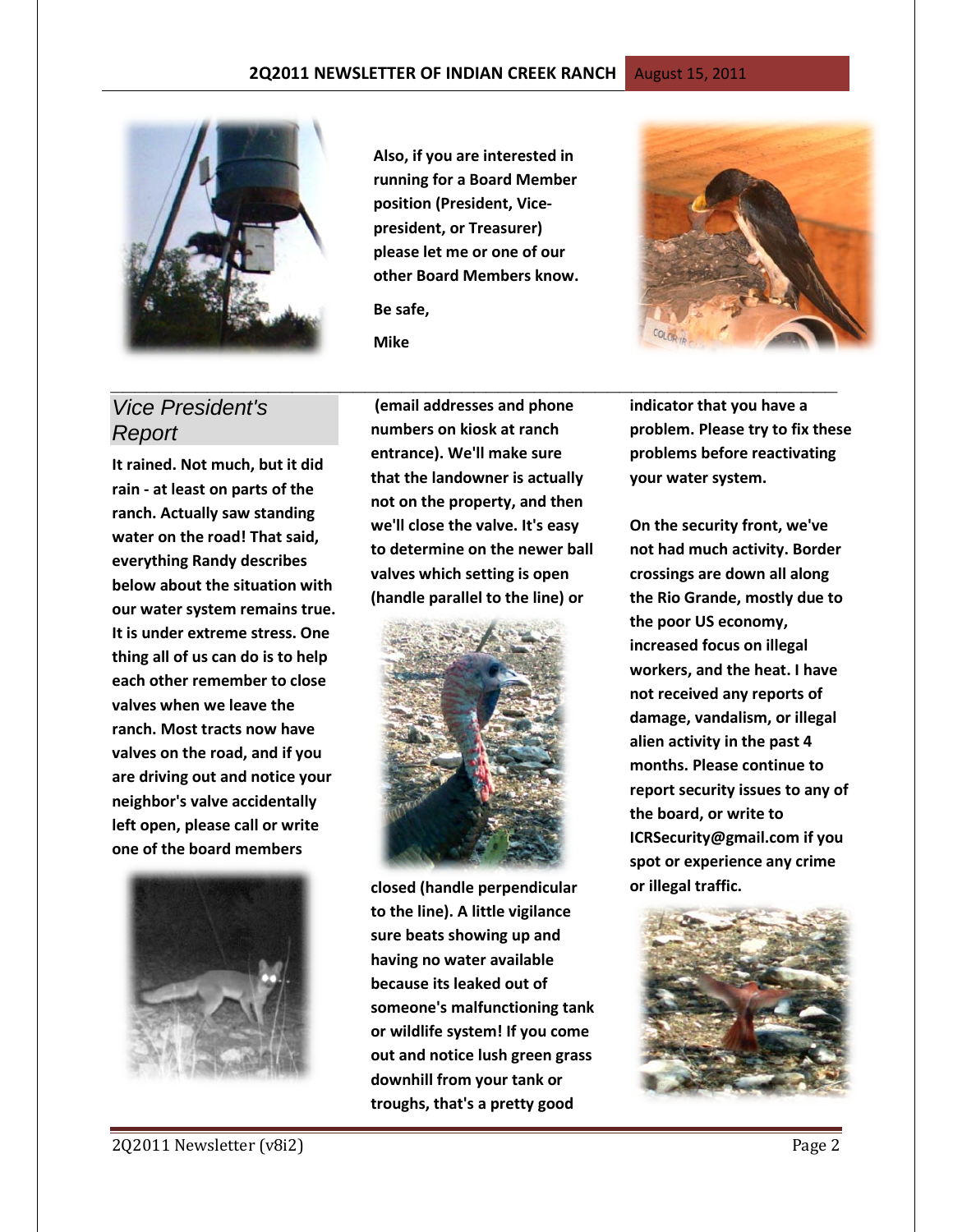Also, if you are interested in running for a Board Member position (President, Vice-president, or Treasurer) please let me or one of our other Board Members know.

Be safe,

Mike

## Vice President's Report

It rained. Not much, but it did rain - at least on parts of the ranch. Actually saw standing water on the road! That said, everything Randy describes below about the situation with our water system remains true. It is under extreme stress. One thing all of us can do is to help each other remember to close valves when we leave the ranch. Most tracts now have valves on the road, and if you are driving out and notice your neighbor's valve accidentally left open, please call or write one of the board members (email addresses and phone numbers on kiosk at ranch entrance). We'll make sure that the landowner is actually not on the property, and then we'll close the valve. It's easy to determine on the newer ball valves which setting is open (handle parallel to the line) or closed (handle perpendicular to the line). A little vigilance sure beats showing up and having no water available because its leaked out of someone's malfunctioning tank or wildlife system! If you come out and notice lush green grass downhill from your tank or troughs, that's a pretty good indicator that you have a problem. Please try to fix these problems before reactivating your water system.

On the security front, we've not had much activity. Border crossings are down all along the Rio Grande, mostly due to the poor US economy, increased focus on illegal workers, and the heat. I have not received any reports of damage, vandalism, or illegal alien activity in the past 4 months. Please continue to report security issues to any of the board, or write to ICRSecurity@gmail.com if you spot or experience any crime or illegal traffic.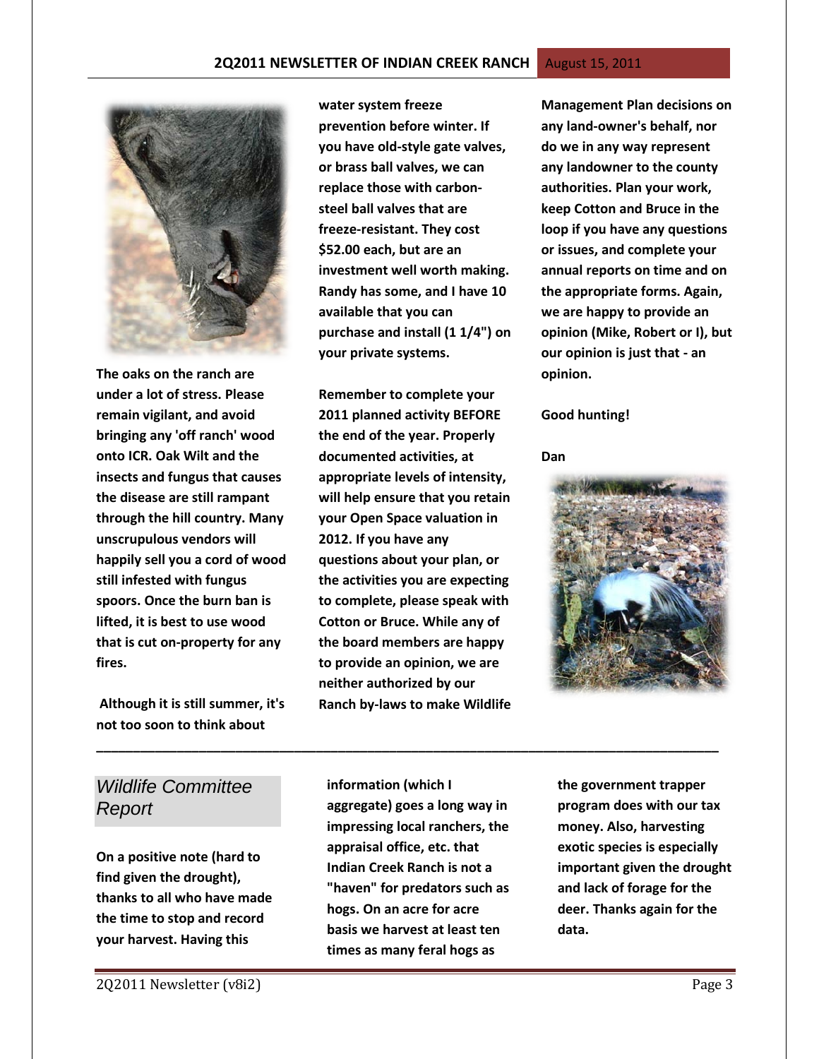**The oaks on the ranch are under a lot of stress. Please remain vigilant, and avoid bringing any 'off ranch' wood onto ICR. Oak Wilt and the insects and fungus that causes the disease are still rampant through the hill country. Many unscrupulous vendors will happily sell you a cord of wood still infested with fungus spoors. Once the burn ban is lifted, it is best to use wood that is cut on-property for any fires.**

**Although it is still summer, it's not too soon to think about water system freeze prevention before winter. If you have old-style gate valves, or brass ball valves, we can replace those with carbon-steel ball valves that are freeze-resistant. They cost $52.00 each, but are an investment well worth making. Randy has some, and I have 10 available that you can purchase and install (1 1/4") on your private systems.**

**Remember to complete your 2011 planned activity BEFORE the end of the year. Properly documented activities, at appropriate levels of intensity, will help ensure that you retain your Open Space valuation in 2012. If you have any questions about your plan, or the activities you are expecting to complete, please speak with Cotton or Bruce. While any of the board members are happy to provide an opinion, we are neither authorized by our Ranch by-laws to make Wildlife Management Plan decisions on any land-owner's behalf, nor do we in any way represent any landowner to the county authorities. Plan your work, keep Cotton and Bruce in the loop if you have any questions or issues, and complete your annual reports on time and on the appropriate forms. Again, we are happy to provide an opinion (Mike, Robert or I), but our opinion is just that - an opinion.**

**Good hunting!**

**Dan**

---

## *Wildlife Committee Report*

**On a positive note (hard to find given the drought), thanks to all who have made the time to stop and record your harvest. Having this information (which I aggregate) goes a long way in impressing local ranchers, the appraisal office, etc. that Indian Creek Ranch is not a "haven" for predators such as hogs. On an acre for acre basis we harvest at least ten times as many feral hogs as the government trapper program does with our tax money. Also, harvesting exotic species is especially important given the drought and lack of forage for the deer. Thanks again for the data.**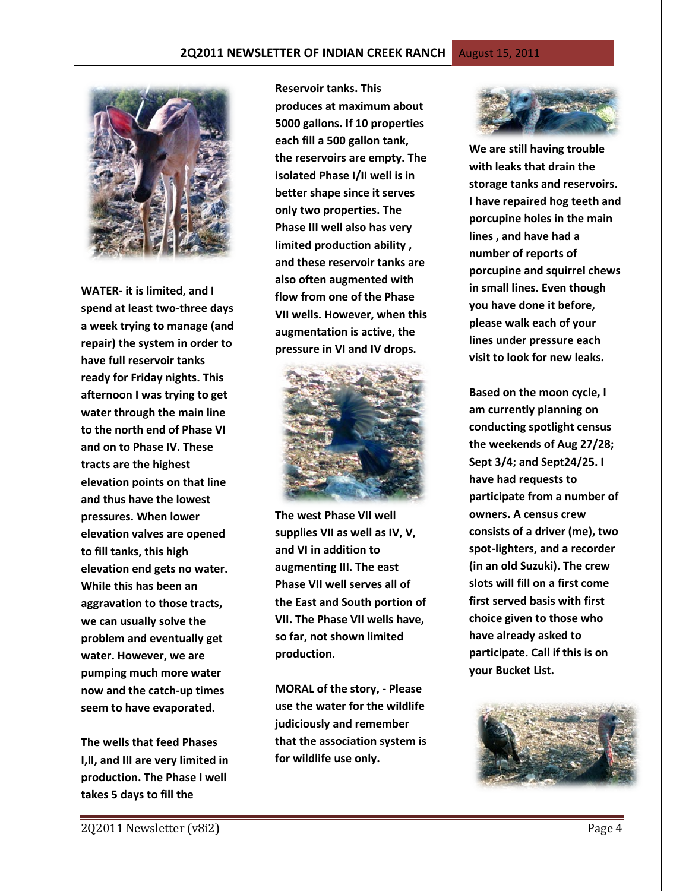**WATER- it is limited, and I spend at least two-three days a week trying to manage (and repair) the system in order to have full reservoir tanks ready for Friday nights. This afternoon I was trying to get water through the main line to the north end of Phase VI and on to Phase IV. These tracts are the highest elevation points on that line and thus have the lowest pressures. When lower elevation valves are opened to fill tanks, this high elevation end gets no water. While this has been an aggravation to those tracts, we can usually solve the problem and eventually get water. However, we are pumping much more water now and the catch-up times seem to have evaporated.**

**The wells that feed Phases I,II, and III are very limited in production. The Phase I well takes 5 days to fill the Reservoir tanks. This produces at maximum about 5000 gallons. If 10 properties each fill a 500 gallon tank, the reservoirs are empty. The isolated Phase I/II well is in better shape since it serves only two properties. The Phase III well also has very limited production ability , and these reservoir tanks are also often augmented with flow from one of the Phase VII wells. However, when this augmentation is active, the pressure in VI and IV drops.**

**The west Phase VII well supplies VII as well as IV, V, and VI in addition to augmenting III. The east Phase VII well serves all of the East and South portion of VII. The Phase VII wells have, so far, not shown limited production.**

**MORAL of the story, - Please use the water for the wildlife judiciously and remember that the association system is for wildlife use only.**

**We are still having trouble with leaks that drain the storage tanks and reservoirs. I have repaired hog teeth and porcupine holes in the main lines , and have had a number of reports of porcupine and squirrel chews in small lines. Even though you have done it before, please walk each of your lines under pressure each visit to look for new leaks.**

**Based on the moon cycle, I am currently planning on conducting spotlight census the weekends of Aug 27/28; Sept 3/4; and Sept24/25. I have had requests to participate from a number of owners. A census crew consists of a driver (me), two spot-lighters, and a recorder (in an old Suzuki). The crew slots will fill on a first come first served basis with first choice given to those who have already asked to participate. Call if this is on your Bucket List.**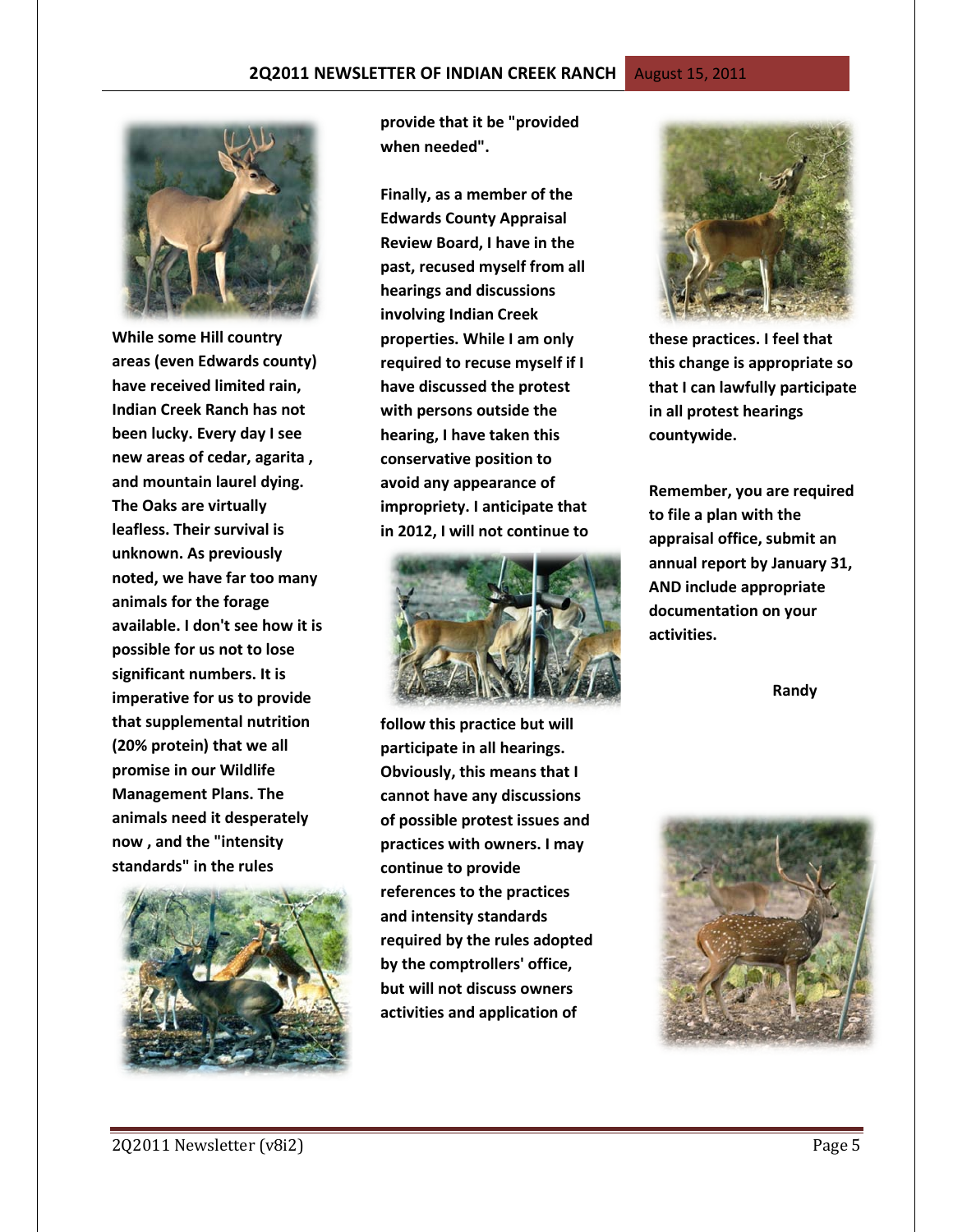**While some Hill country areas (even Edwards county) have received limited rain, Indian Creek Ranch has not been lucky. Every day I see new areas of cedar, agarita , and mountain laurel dying. The Oaks are virtually leafless. Their survival is unknown. As previously noted, we have far too many animals for the forage available. I don't see how it is possible for us not to lose significant numbers. It is imperative for us to provide that supplemental nutrition (20% protein) that we all promise in our Wildlife Management Plans. The animals need it desperately now , and the "intensity standards" in the rules provide that it be "provided when needed".**

**Finally, as a member of the Edwards County Appraisal Review Board, I have in the past, recused myself from all hearings and discussions involving Indian Creek properties. While I am only required to recuse myself if I have discussed the protest with persons outside the hearing, I have taken this conservative position to avoid any appearance of impropriety. I anticipate that in 2012, I will not continue to follow this practice but will participate in all hearings. Obviously, this means that I cannot have any discussions of possible protest issues and practices with owners. I may continue to provide references to the practices and intensity standards required by the rules adopted by the comptrollers' office, but will not discuss owners activities and application of these practices. I feel that this change is appropriate so that I can lawfully participate in all protest hearings countywide.**

**Remember, you are required to file a plan with the appraisal office, submit an annual report by January 31, AND include appropriate documentation on your activities.**

**Randy**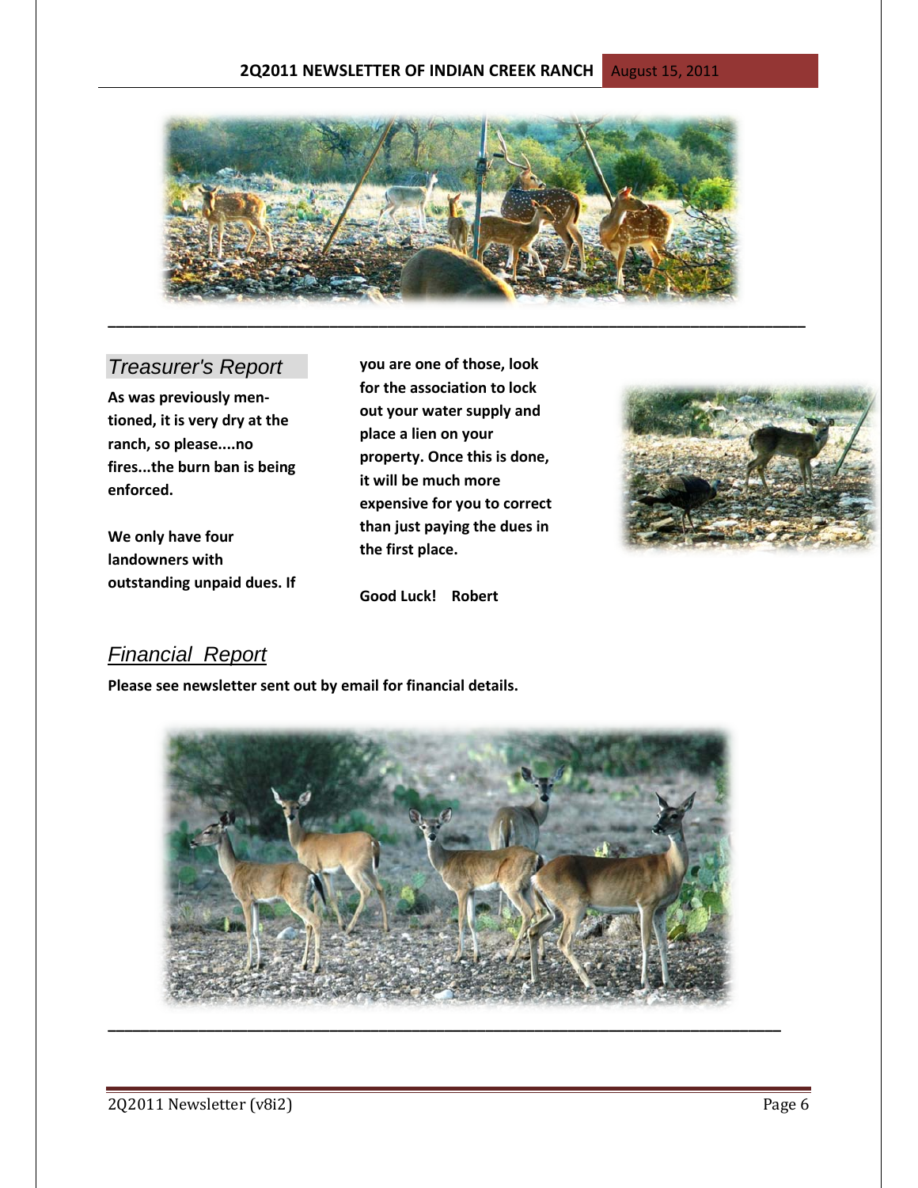## *Treasurer's Report*

**As was previously mentioned, it is very dry at the ranch, so please....no fires...the burn ban is being enforced.**

**We only have four landowners with outstanding unpaid dues. If you are one of those, look for the association to lock out your water supply and place a lien on your property. Once this is done, it will be much more expensive for you to correct than just paying the dues in the first place.**

**Good Luck! Robert**

## *Financial Report*

**Please see newsletter sent out by email for financial details.**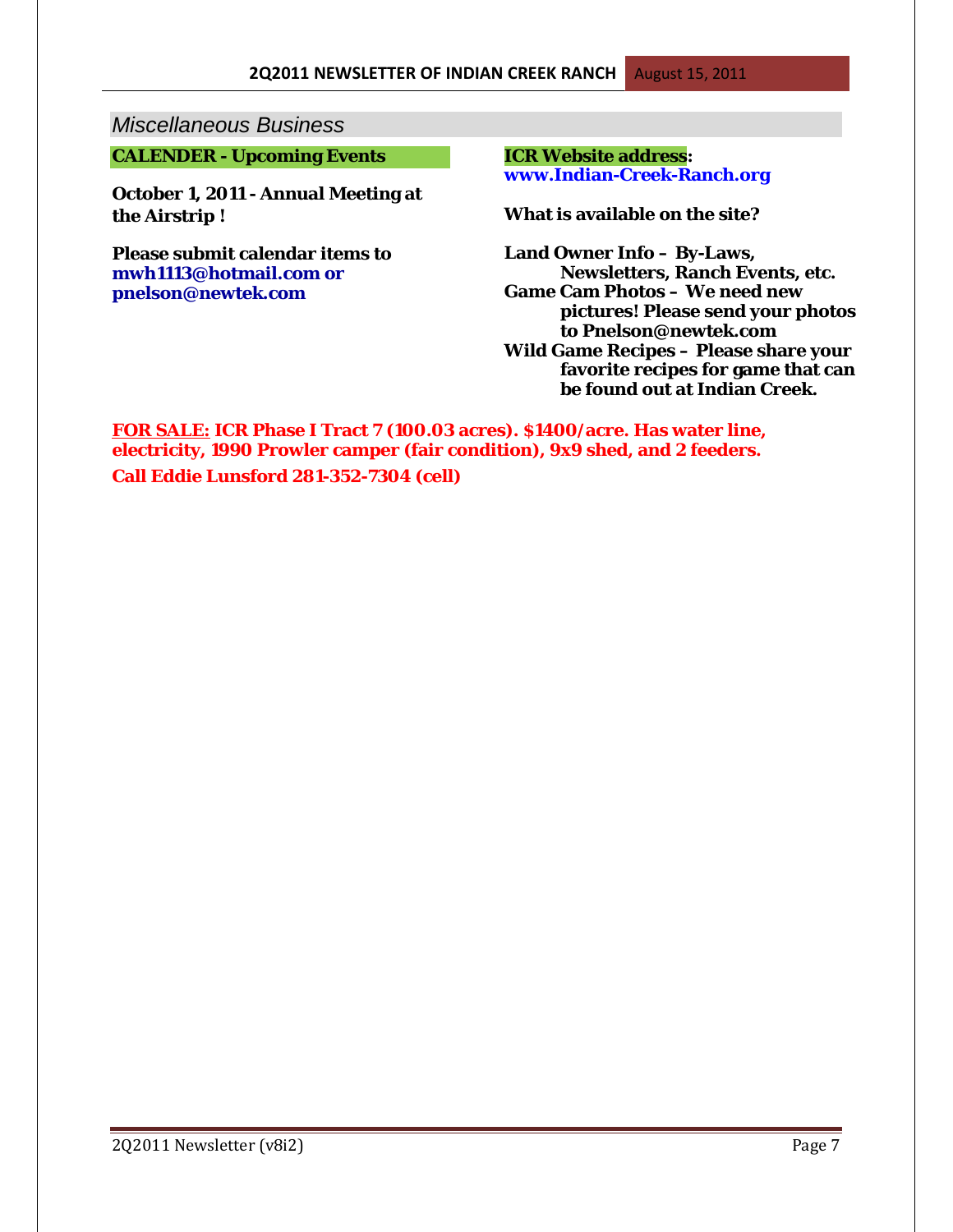## *Miscellaneous Business*

**CALENDER - Upcoming Events**

**October 1, 2011 - Annual Meeting at the Airstrip !**

**Please submit calendar items to mwh1113@hotmail.com or pnelson@newtek.com**

**ICR Website address: www.Indian-Creek-Ranch.org**

**What is available on the site?**

**Land Owner Info – By-Laws, Newsletters, Ranch Events, etc.**
**Game Cam Photos – We need new pictures! Please send your photos to Pnelson@newtek.com**
**Wild Game Recipes – Please share your favorite recipes for game that can be found out at Indian Creek.**

**FOR SALE: ICR Phase I Tract 7 (100.03 acres). $1400/acre. Has water line, electricity, 1990 Prowler camper (fair condition), 9x9 shed, and 2 feeders.**

**Call Eddie Lunsford 281-352-7304 (cell)**